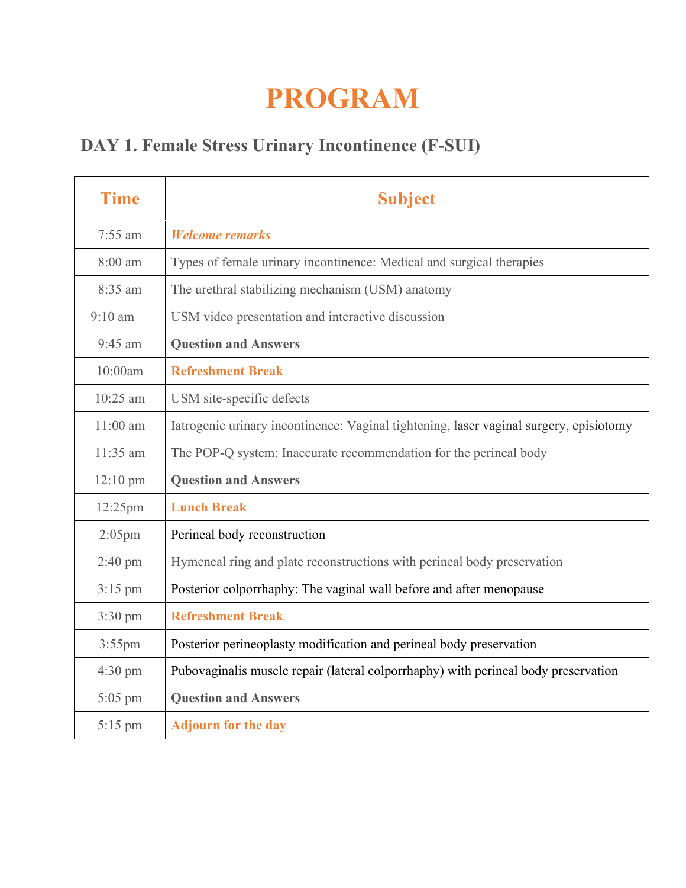# PROGRAM

## DAY 1. Female Stress Urinary Incontinence (F-SUI)

| Time | Subject |
|---|---|
| 7:55 am | ***Welcome remarks*** |
| 8:00 am | Types of female urinary incontinence: Medical and surgical therapies |
| 8:35 am | The urethral stabilizing mechanism (USM) anatomy |
| 9:10 am | USM video presentation and interactive discussion |
| 9:45 am | **Question and Answers** |
| 10:00am | **Refreshment Break** |
| 10:25 am | USM site-specific defects |
| 11:00 am | Iatrogenic urinary incontinence: Vaginal tightening, laser vaginal surgery, episiotomy |
| 11:35 am | The POP-Q system: Inaccurate recommendation for the perineal body |
| 12:10 pm | **Question and Answers** |
| 12:25pm | **Lunch Break** |
| 2:05pm | Perineal body reconstruction |
| 2:40 pm | Hymeneal ring and plate reconstructions with perineal body preservation |
| 3:15 pm | Posterior colporrhaphy: The vaginal wall before and after menopause |
| 3:30 pm | **Refreshment Break** |
| 3:55pm | Posterior perineoplasty modification and perineal body preservation |
| 4:30 pm | Pubovaginalis muscle repair (lateral colporrhaphy) with perineal body preservation |
| 5:05 pm | **Question and Answers** |
| 5:15 pm | **Adjourn for the day** |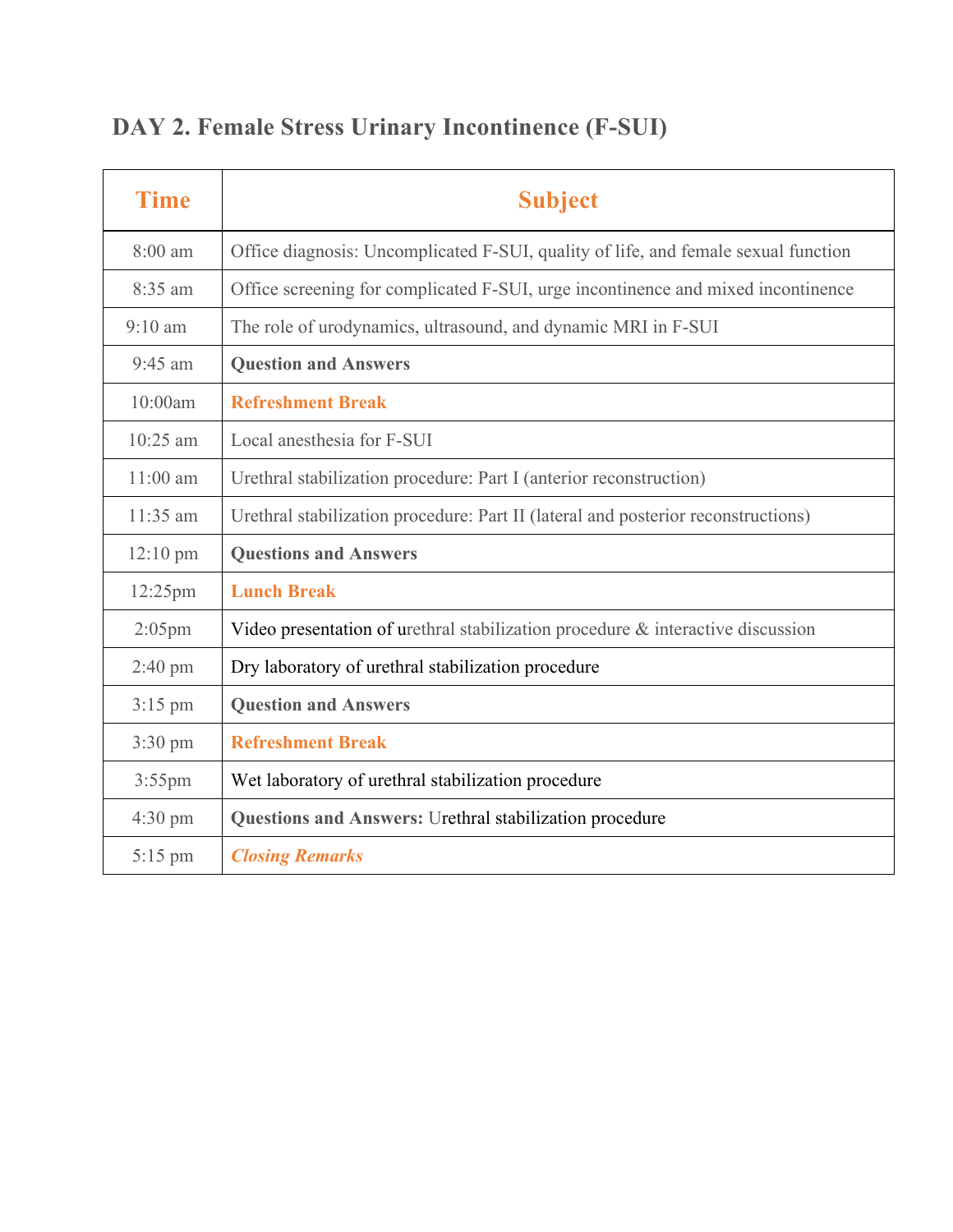## DAY 2. Female Stress Urinary Incontinence (F-SUI)

| Time | Subject |
|---|---|
| 8:00 am | Office diagnosis: Uncomplicated F-SUI, quality of life, and female sexual function |
| 8:35 am | Office screening for complicated F-SUI, urge incontinence and mixed incontinence |
| 9:10 am | The role of urodynamics, ultrasound, and dynamic MRI in F-SUI |
| 9:45 am | **Question and Answers** |
| 10:00am | **Refreshment Break** |
| 10:25 am | Local anesthesia for F-SUI |
| 11:00 am | Urethral stabilization procedure: Part I (anterior reconstruction) |
| 11:35 am | Urethral stabilization procedure: Part II (lateral and posterior reconstructions) |
| 12:10 pm | **Questions and Answers** |
| 12:25pm | **Lunch Break** |
| 2:05pm | Video presentation of urethral stabilization procedure & interactive discussion |
| 2:40 pm | Dry laboratory of urethral stabilization procedure |
| 3:15 pm | **Question and Answers** |
| 3:30 pm | **Refreshment Break** |
| 3:55pm | Wet laboratory of urethral stabilization procedure |
| 4:30 pm | **Questions and Answers:** Urethral stabilization procedure |
| 5:15 pm | ***Closing Remarks*** |